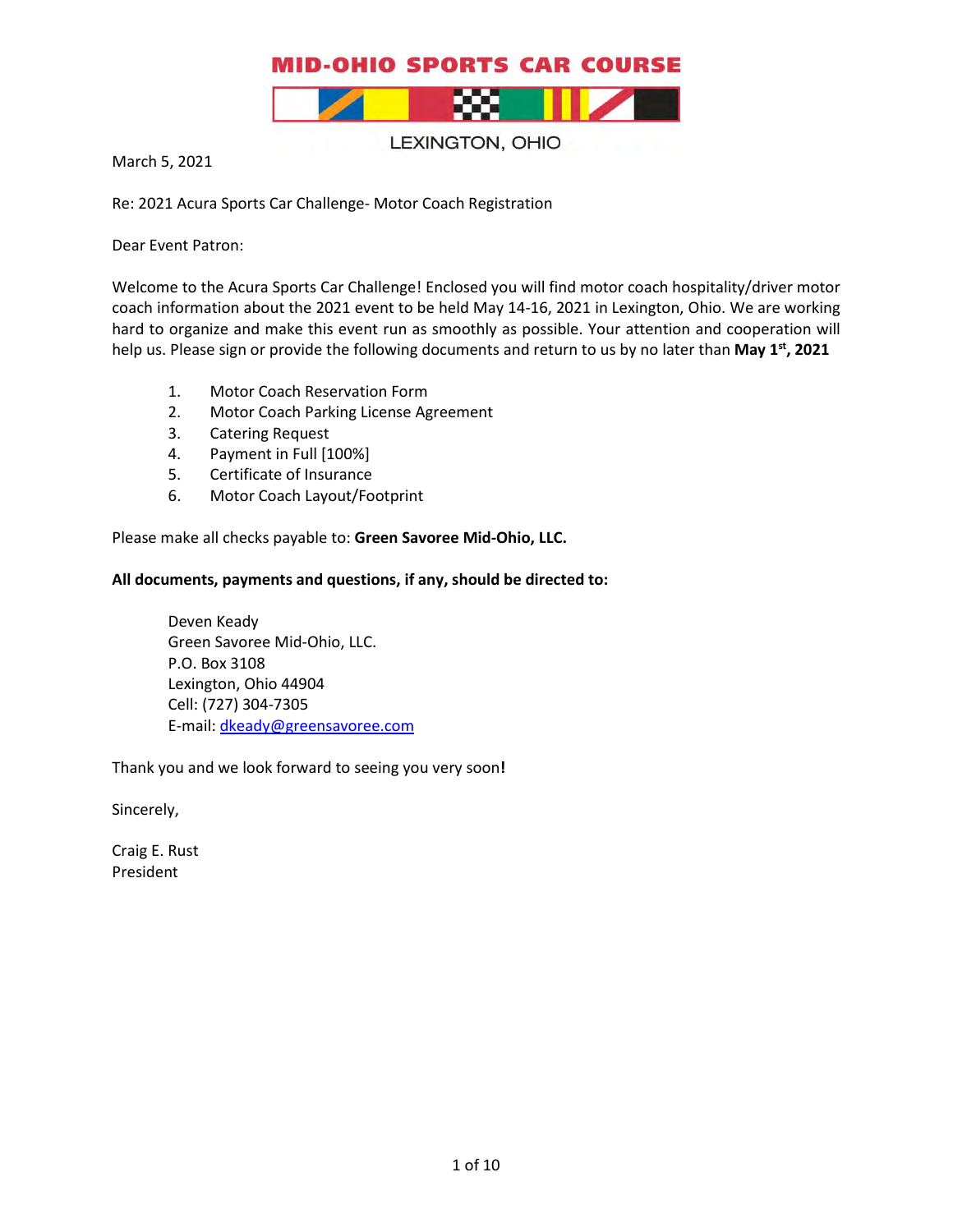# MID-OHIO SPORTS CAR COURSE

LEXINGTON, OHIO

March 5, 2021

Re: 2021 Acura Sports Car Challenge- Motor Coach Registration

Dear Event Patron:

Welcome to the Acura Sports Car Challenge! Enclosed you will find motor coach hospitality/driver motor coach information about the 2021 event to be held May 14-16, 2021 in Lexington, Ohio. We are working hard to organize and make this event run as smoothly as possible. Your attention and cooperation will help us. Please sign or provide the following documents and return to us by no later than **May 1st, 2021**

1. Motor Coach Reservation Form
2. Motor Coach Parking License Agreement
3. Catering Request
4. Payment in Full [100%]
5. Certificate of Insurance
6. Motor Coach Layout/Footprint

Please make all checks payable to: **Green Savoree Mid-Ohio, LLC.**

**All documents, payments and questions, if any, should be directed to:**

Deven Keady
Green Savoree Mid-Ohio, LLC.
P.O. Box 3108
Lexington, Ohio 44904
Cell: (727) 304-7305
E-mail: dkeady@greensavoree.com

Thank you and we look forward to seeing you very soon**!**

Sincerely,

Craig E. Rust
President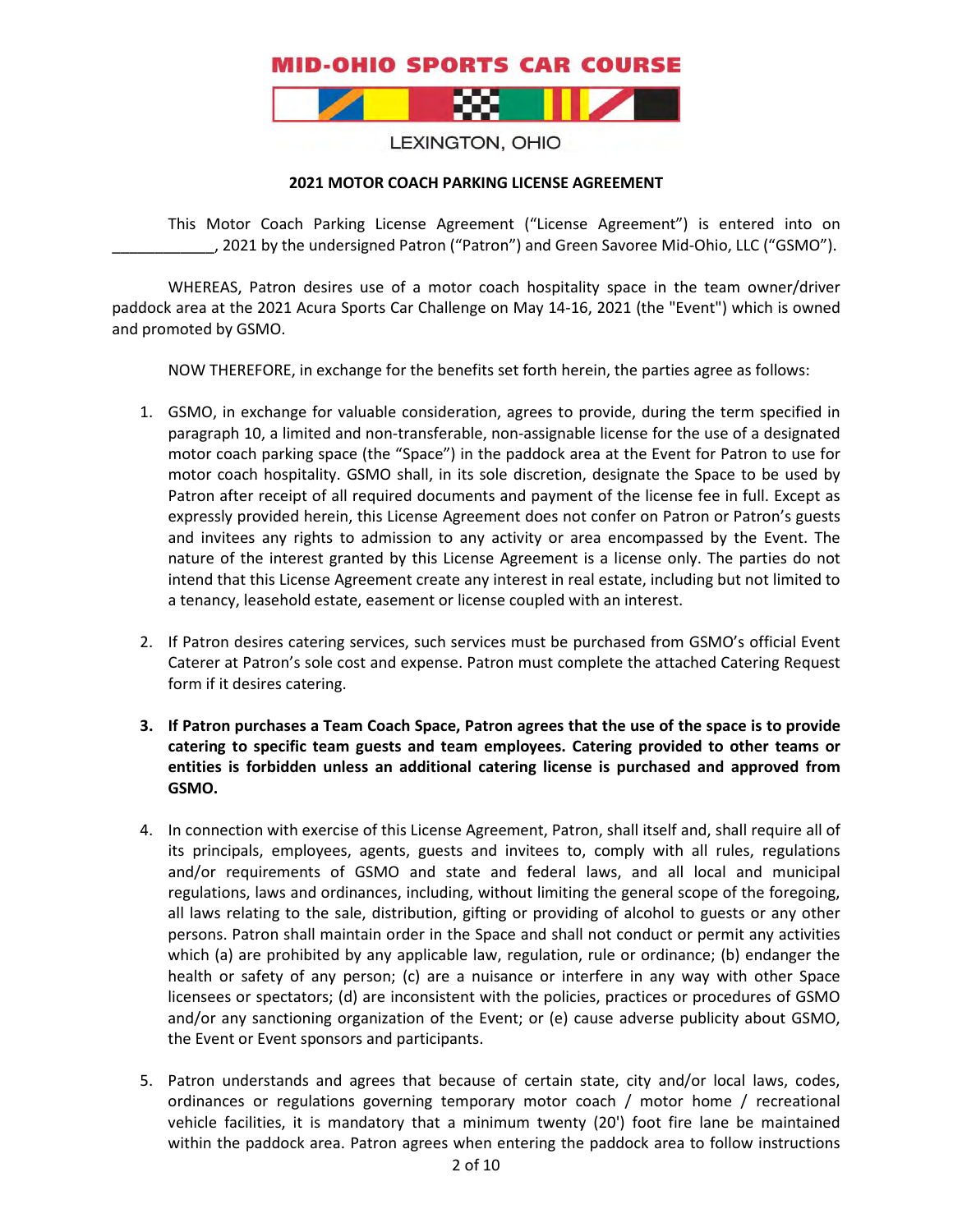**MID-OHIO SPORTS CAR COURSE**

LEXINGTON, OHIO

## 2021 MOTOR COACH PARKING LICENSE AGREEMENT

This Motor Coach Parking License Agreement ("License Agreement") is entered into on ____________, 2021 by the undersigned Patron ("Patron") and Green Savoree Mid-Ohio, LLC ("GSMO").

WHEREAS, Patron desires use of a motor coach hospitality space in the team owner/driver paddock area at the 2021 Acura Sports Car Challenge on May 14-16, 2021 (the "Event") which is owned and promoted by GSMO.

NOW THEREFORE, in exchange for the benefits set forth herein, the parties agree as follows:

1. GSMO, in exchange for valuable consideration, agrees to provide, during the term specified in paragraph 10, a limited and non-transferable, non-assignable license for the use of a designated motor coach parking space (the "Space") in the paddock area at the Event for Patron to use for motor coach hospitality. GSMO shall, in its sole discretion, designate the Space to be used by Patron after receipt of all required documents and payment of the license fee in full. Except as expressly provided herein, this License Agreement does not confer on Patron or Patron's guests and invitees any rights to admission to any activity or area encompassed by the Event. The nature of the interest granted by this License Agreement is a license only. The parties do not intend that this License Agreement create any interest in real estate, including but not limited to a tenancy, leasehold estate, easement or license coupled with an interest.

2. If Patron desires catering services, such services must be purchased from GSMO's official Event Caterer at Patron's sole cost and expense. Patron must complete the attached Catering Request form if it desires catering.

3. **If Patron purchases a Team Coach Space, Patron agrees that the use of the space is to provide catering to specific team guests and team employees. Catering provided to other teams or entities is forbidden unless an additional catering license is purchased and approved from GSMO.**

4. In connection with exercise of this License Agreement, Patron, shall itself and, shall require all of its principals, employees, agents, guests and invitees to, comply with all rules, regulations and/or requirements of GSMO and state and federal laws, and all local and municipal regulations, laws and ordinances, including, without limiting the general scope of the foregoing, all laws relating to the sale, distribution, gifting or providing of alcohol to guests or any other persons. Patron shall maintain order in the Space and shall not conduct or permit any activities which (a) are prohibited by any applicable law, regulation, rule or ordinance; (b) endanger the health or safety of any person; (c) are a nuisance or interfere in any way with other Space licensees or spectators; (d) are inconsistent with the policies, practices or procedures of GSMO and/or any sanctioning organization of the Event; or (e) cause adverse publicity about GSMO, the Event or Event sponsors and participants.

5. Patron understands and agrees that because of certain state, city and/or local laws, codes, ordinances or regulations governing temporary motor coach / motor home / recreational vehicle facilities, it is mandatory that a minimum twenty (20') foot fire lane be maintained within the paddock area. Patron agrees when entering the paddock area to follow instructions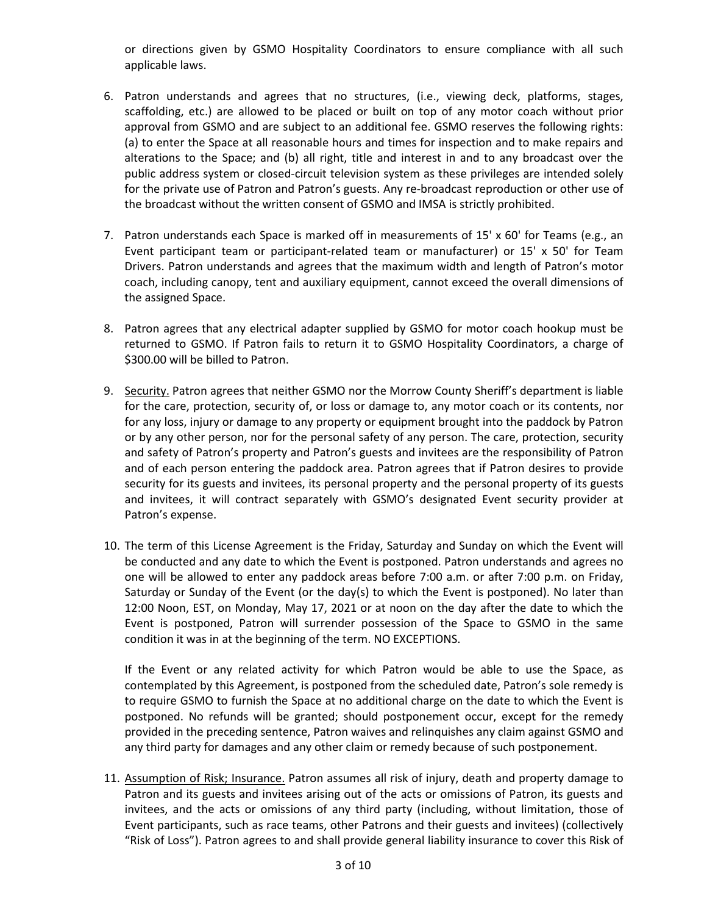or directions given by GSMO Hospitality Coordinators to ensure compliance with all such applicable laws.

6. Patron understands and agrees that no structures, (i.e., viewing deck, platforms, stages, scaffolding, etc.) are allowed to be placed or built on top of any motor coach without prior approval from GSMO and are subject to an additional fee. GSMO reserves the following rights: (a) to enter the Space at all reasonable hours and times for inspection and to make repairs and alterations to the Space; and (b) all right, title and interest in and to any broadcast over the public address system or closed-circuit television system as these privileges are intended solely for the private use of Patron and Patron's guests. Any re-broadcast reproduction or other use of the broadcast without the written consent of GSMO and IMSA is strictly prohibited.

7. Patron understands each Space is marked off in measurements of 15' x 60' for Teams (e.g., an Event participant team or participant-related team or manufacturer) or 15' x 50' for Team Drivers. Patron understands and agrees that the maximum width and length of Patron's motor coach, including canopy, tent and auxiliary equipment, cannot exceed the overall dimensions of the assigned Space.

8. Patron agrees that any electrical adapter supplied by GSMO for motor coach hookup must be returned to GSMO. If Patron fails to return it to GSMO Hospitality Coordinators, a charge of $300.00 will be billed to Patron.

9. <u>Security.</u> Patron agrees that neither GSMO nor the Morrow County Sheriff's department is liable for the care, protection, security of, or loss or damage to, any motor coach or its contents, nor for any loss, injury or damage to any property or equipment brought into the paddock by Patron or by any other person, nor for the personal safety of any person. The care, protection, security and safety of Patron's property and Patron's guests and invitees are the responsibility of Patron and of each person entering the paddock area. Patron agrees that if Patron desires to provide security for its guests and invitees, its personal property and the personal property of its guests and invitees, it will contract separately with GSMO's designated Event security provider at Patron's expense.

10. The term of this License Agreement is the Friday, Saturday and Sunday on which the Event will be conducted and any date to which the Event is postponed. Patron understands and agrees no one will be allowed to enter any paddock areas before 7:00 a.m. or after 7:00 p.m. on Friday, Saturday or Sunday of the Event (or the day(s) to which the Event is postponed). No later than 12:00 Noon, EST, on Monday, May 17, 2021 or at noon on the day after the date to which the Event is postponed, Patron will surrender possession of the Space to GSMO in the same condition it was in at the beginning of the term. NO EXCEPTIONS.

    If the Event or any related activity for which Patron would be able to use the Space, as contemplated by this Agreement, is postponed from the scheduled date, Patron's sole remedy is to require GSMO to furnish the Space at no additional charge on the date to which the Event is postponed. No refunds will be granted; should postponement occur, except for the remedy provided in the preceding sentence, Patron waives and relinquishes any claim against GSMO and any third party for damages and any other claim or remedy because of such postponement.

11. <u>Assumption of Risk; Insurance.</u> Patron assumes all risk of injury, death and property damage to Patron and its guests and invitees arising out of the acts or omissions of Patron, its guests and invitees, and the acts or omissions of any third party (including, without limitation, those of Event participants, such as race teams, other Patrons and their guests and invitees) (collectively "Risk of Loss"). Patron agrees to and shall provide general liability insurance to cover this Risk of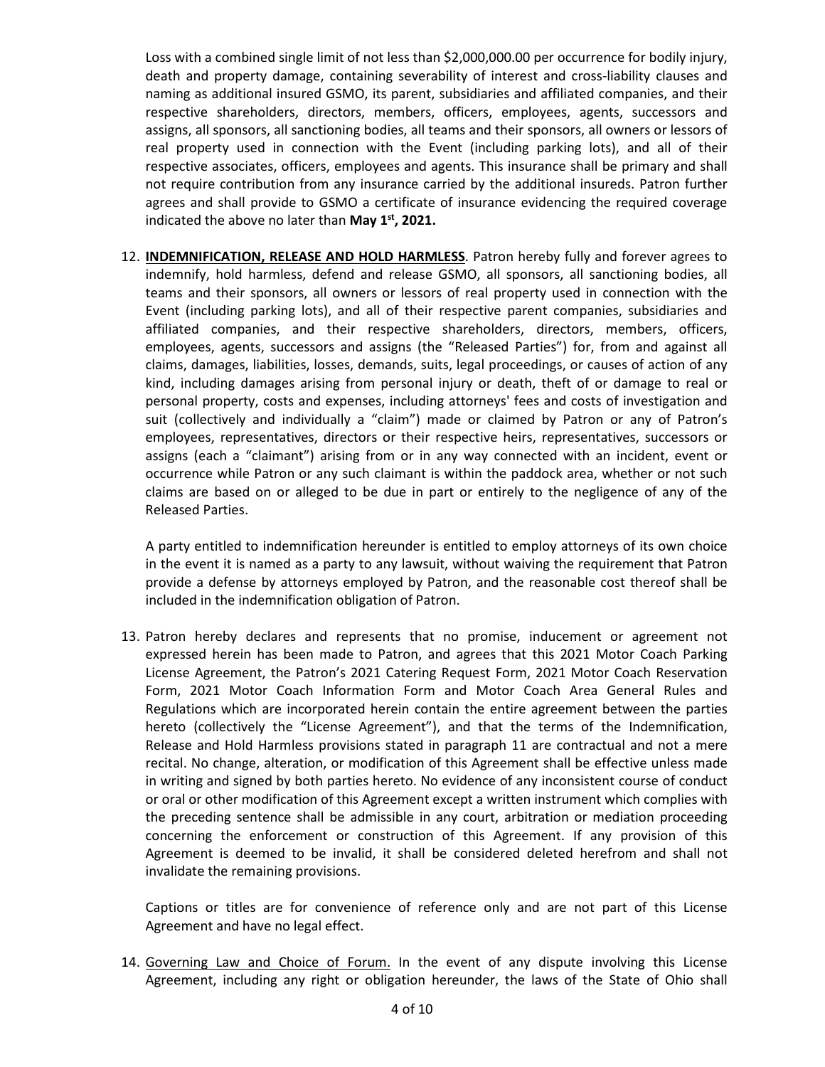Loss with a combined single limit of not less than $2,000,000.00 per occurrence for bodily injury, death and property damage, containing severability of interest and cross-liability clauses and naming as additional insured GSMO, its parent, subsidiaries and affiliated companies, and their respective shareholders, directors, members, officers, employees, agents, successors and assigns, all sponsors, all sanctioning bodies, all teams and their sponsors, all owners or lessors of real property used in connection with the Event (including parking lots), and all of their respective associates, officers, employees and agents. This insurance shall be primary and shall not require contribution from any insurance carried by the additional insureds. Patron further agrees and shall provide to GSMO a certificate of insurance evidencing the required coverage indicated the above no later than **May 1st, 2021.**

12. **INDEMNIFICATION, RELEASE AND HOLD HARMLESS**. Patron hereby fully and forever agrees to indemnify, hold harmless, defend and release GSMO, all sponsors, all sanctioning bodies, all teams and their sponsors, all owners or lessors of real property used in connection with the Event (including parking lots), and all of their respective parent companies, subsidiaries and affiliated companies, and their respective shareholders, directors, members, officers, employees, agents, successors and assigns (the "Released Parties") for, from and against all claims, damages, liabilities, losses, demands, suits, legal proceedings, or causes of action of any kind, including damages arising from personal injury or death, theft of or damage to real or personal property, costs and expenses, including attorneys' fees and costs of investigation and suit (collectively and individually a "claim") made or claimed by Patron or any of Patron's employees, representatives, directors or their respective heirs, representatives, successors or assigns (each a "claimant") arising from or in any way connected with an incident, event or occurrence while Patron or any such claimant is within the paddock area, whether or not such claims are based on or alleged to be due in part or entirely to the negligence of any of the Released Parties.

    A party entitled to indemnification hereunder is entitled to employ attorneys of its own choice in the event it is named as a party to any lawsuit, without waiving the requirement that Patron provide a defense by attorneys employed by Patron, and the reasonable cost thereof shall be included in the indemnification obligation of Patron.

13. Patron hereby declares and represents that no promise, inducement or agreement not expressed herein has been made to Patron, and agrees that this 2021 Motor Coach Parking License Agreement, the Patron's 2021 Catering Request Form, 2021 Motor Coach Reservation Form, 2021 Motor Coach Information Form and Motor Coach Area General Rules and Regulations which are incorporated herein contain the entire agreement between the parties hereto (collectively the "License Agreement"), and that the terms of the Indemnification, Release and Hold Harmless provisions stated in paragraph 11 are contractual and not a mere recital. No change, alteration, or modification of this Agreement shall be effective unless made in writing and signed by both parties hereto. No evidence of any inconsistent course of conduct or oral or other modification of this Agreement except a written instrument which complies with the preceding sentence shall be admissible in any court, arbitration or mediation proceeding concerning the enforcement or construction of this Agreement. If any provision of this Agreement is deemed to be invalid, it shall be considered deleted herefrom and shall not invalidate the remaining provisions.

    Captions or titles are for convenience of reference only and are not part of this License Agreement and have no legal effect.

14. Governing Law and Choice of Forum. In the event of any dispute involving this License Agreement, including any right or obligation hereunder, the laws of the State of Ohio shall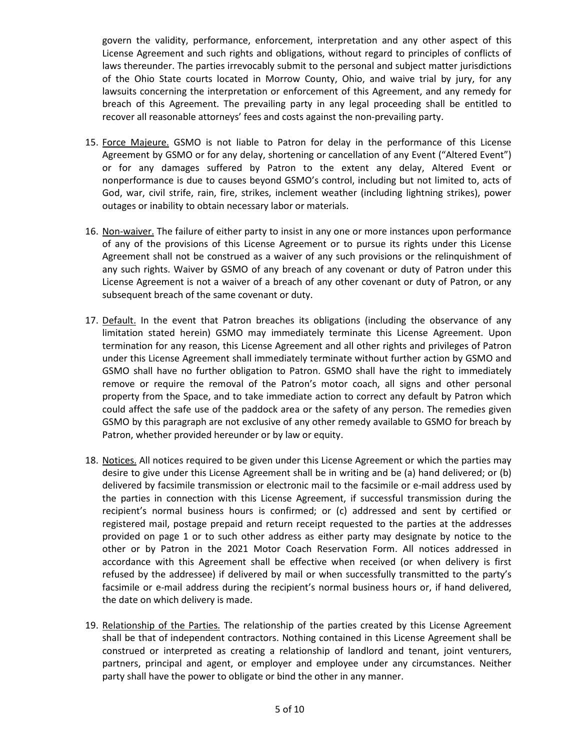govern the validity, performance, enforcement, interpretation and any other aspect of this License Agreement and such rights and obligations, without regard to principles of conflicts of laws thereunder. The parties irrevocably submit to the personal and subject matter jurisdictions of the Ohio State courts located in Morrow County, Ohio, and waive trial by jury, for any lawsuits concerning the interpretation or enforcement of this Agreement, and any remedy for breach of this Agreement. The prevailing party in any legal proceeding shall be entitled to recover all reasonable attorneys' fees and costs against the non-prevailing party.

15. Force Majeure. GSMO is not liable to Patron for delay in the performance of this License Agreement by GSMO or for any delay, shortening or cancellation of any Event ("Altered Event") or for any damages suffered by Patron to the extent any delay, Altered Event or nonperformance is due to causes beyond GSMO's control, including but not limited to, acts of God, war, civil strife, rain, fire, strikes, inclement weather (including lightning strikes), power outages or inability to obtain necessary labor or materials.

16. Non-waiver. The failure of either party to insist in any one or more instances upon performance of any of the provisions of this License Agreement or to pursue its rights under this License Agreement shall not be construed as a waiver of any such provisions or the relinquishment of any such rights. Waiver by GSMO of any breach of any covenant or duty of Patron under this License Agreement is not a waiver of a breach of any other covenant or duty of Patron, or any subsequent breach of the same covenant or duty.

17. Default. In the event that Patron breaches its obligations (including the observance of any limitation stated herein) GSMO may immediately terminate this License Agreement. Upon termination for any reason, this License Agreement and all other rights and privileges of Patron under this License Agreement shall immediately terminate without further action by GSMO and GSMO shall have no further obligation to Patron. GSMO shall have the right to immediately remove or require the removal of the Patron's motor coach, all signs and other personal property from the Space, and to take immediate action to correct any default by Patron which could affect the safe use of the paddock area or the safety of any person. The remedies given GSMO by this paragraph are not exclusive of any other remedy available to GSMO for breach by Patron, whether provided hereunder or by law or equity.

18. Notices. All notices required to be given under this License Agreement or which the parties may desire to give under this License Agreement shall be in writing and be (a) hand delivered; or (b) delivered by facsimile transmission or electronic mail to the facsimile or e-mail address used by the parties in connection with this License Agreement, if successful transmission during the recipient's normal business hours is confirmed; or (c) addressed and sent by certified or registered mail, postage prepaid and return receipt requested to the parties at the addresses provided on page 1 or to such other address as either party may designate by notice to the other or by Patron in the 2021 Motor Coach Reservation Form. All notices addressed in accordance with this Agreement shall be effective when received (or when delivery is first refused by the addressee) if delivered by mail or when successfully transmitted to the party's facsimile or e-mail address during the recipient's normal business hours or, if hand delivered, the date on which delivery is made.

19. Relationship of the Parties. The relationship of the parties created by this License Agreement shall be that of independent contractors. Nothing contained in this License Agreement shall be construed or interpreted as creating a relationship of landlord and tenant, joint venturers, partners, principal and agent, or employer and employee under any circumstances. Neither party shall have the power to obligate or bind the other in any manner.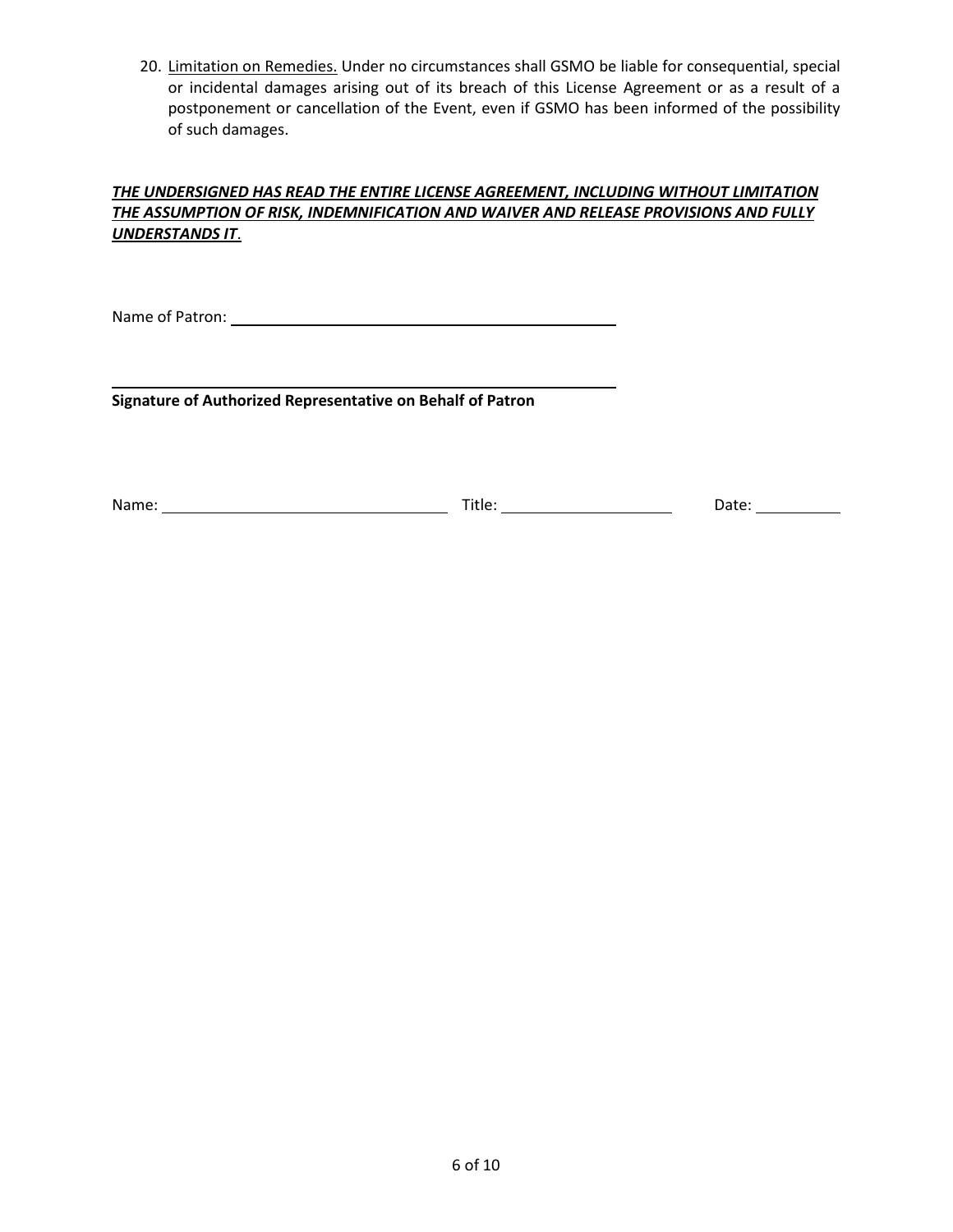20. <u>Limitation on Remedies.</u> Under no circumstances shall GSMO be liable for consequential, special or incidental damages arising out of its breach of this License Agreement or as a result of a postponement or cancellation of the Event, even if GSMO has been informed of the possibility of such damages.

***<u>THE UNDERSIGNED HAS READ THE ENTIRE LICENSE AGREEMENT, INCLUDING WITHOUT LIMITATION THE ASSUMPTION OF RISK, INDEMNIFICATION AND WAIVER AND RELEASE PROVISIONS AND FULLY UNDERSTANDS IT</u>.***

Name of Patron: ______________________________________________

______________________________________________
**Signature of Authorized Representative on Behalf of Patron**

Name: ________________________________ Title: ____________________ Date: __________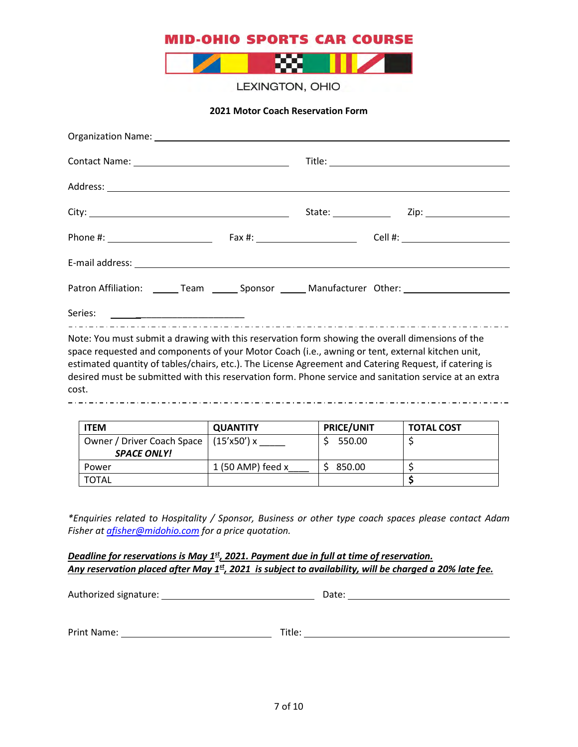# MID-OHIO SPORTS CAR COURSE

LEXINGTON, OHIO

## 2021 Motor Coach Reservation Form

Organization Name: ________________________________________________

Contact Name: ______________________ Title: ______________________

Address: ________________________________________________

City: ______________________ State: __________ Zip: __________

Phone #: ______________ Fax #: ______________ Cell #: ______________

E-mail address: ________________________________________________

Patron Affiliation: _____ Team _____ Sponsor _____ Manufacturer Other: ______________

Series: ______________________

---

Note: You must submit a drawing with this reservation form showing the overall dimensions of the space requested and components of your Motor Coach (i.e., awning or tent, external kitchen unit, estimated quantity of tables/chairs, etc.). The License Agreement and Catering Request, if catering is desired must be submitted with this reservation form. Phone service and sanitation service at an extra cost.

---

| ITEM | QUANTITY | PRICE/UNIT | TOTAL COST |
|---|---|---|---|
| Owner / Driver Coach Space ***SPACE ONLY!*** | (15'x50') x _____ | $ 550.00 | $ |
| Power | 1 (50 AMP) feed x____ | $ 850.00 | $ |
| TOTAL | | | **$** |

*\*Enquiries related to Hospitality / Sponsor, Business or other type coach spaces please contact Adam Fisher at afisher@midohio.com for a price quotation.*

***Deadline for reservations is May 1st, 2021. Payment due in full at time of reservation.***
***Any reservation placed after May 1st, 2021 is subject to availability, will be charged a 20% late fee.***

Authorized signature: ______________________ Date: ______________________

Print Name: ______________________ Title: ______________________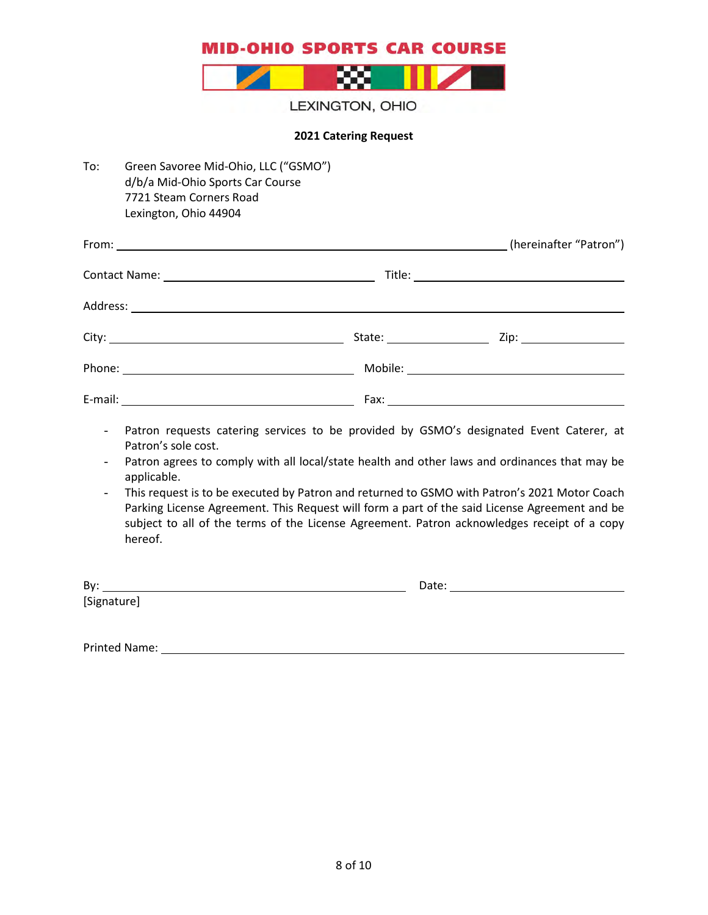MID-OHIO SPORTS CAR COURSE

LEXINGTON, OHIO

**2021 Catering Request**

To: Green Savoree Mid-Ohio, LLC ("GSMO")
d/b/a Mid-Ohio Sports Car Course
7721 Steam Corners Road
Lexington, Ohio 44904

From: ______________________________________________ (hereinafter "Patron")

Contact Name: ______________________________ Title: ______________________________

Address: ____________________________________________________________

City: ______________________________ State: ______________ Zip: ______________

Phone: ______________________________ Mobile: ______________________________

E-mail: ______________________________ Fax: ______________________________

- Patron requests catering services to be provided by GSMO's designated Event Caterer, at Patron's sole cost.
- Patron agrees to comply with all local/state health and other laws and ordinances that may be applicable.
- This request is to be executed by Patron and returned to GSMO with Patron's 2021 Motor Coach Parking License Agreement. This Request will form a part of the said License Agreement and be subject to all of the terms of the License Agreement. Patron acknowledges receipt of a copy hereof.

By: ______________________________________ Date: ______________________
[Signature]

Printed Name: ____________________________________________________________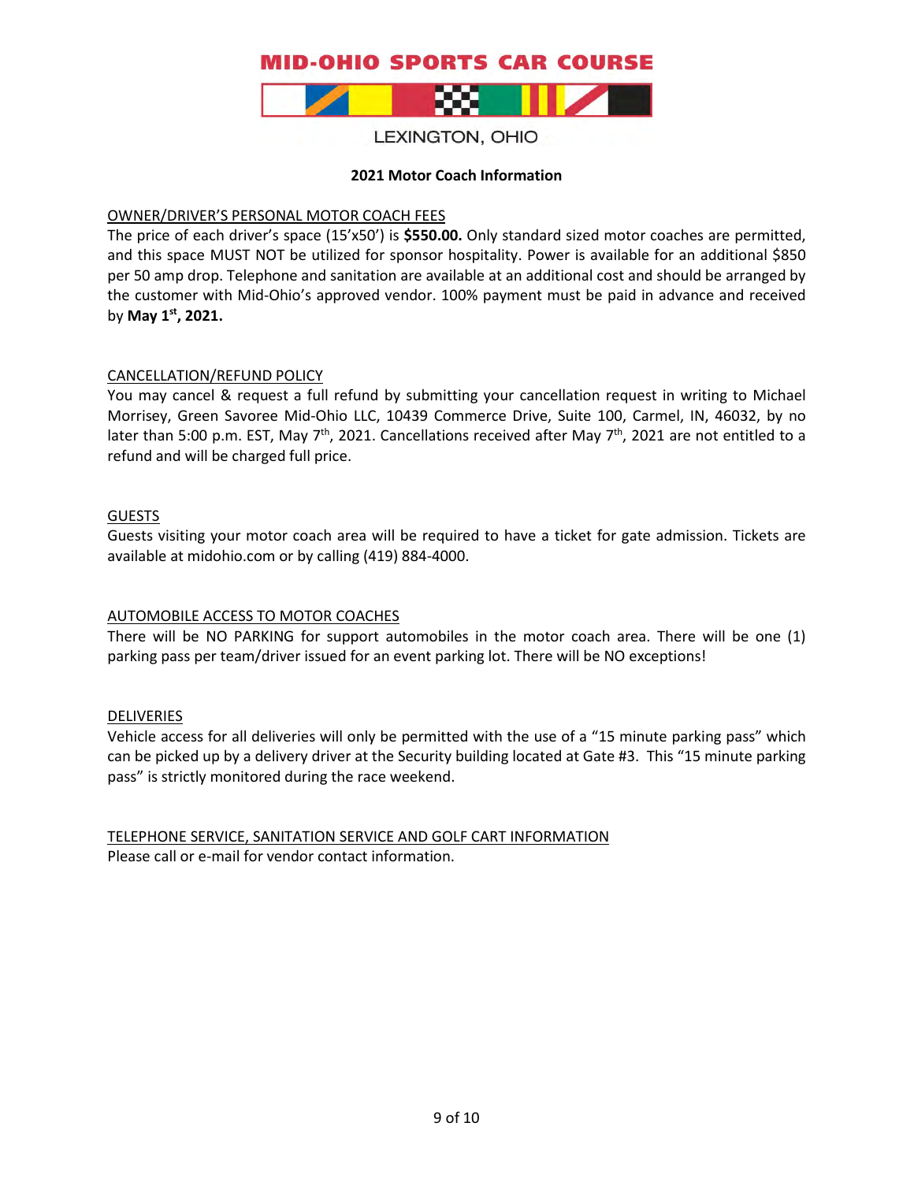# MID-OHIO SPORTS CAR COURSE

LEXINGTON, OHIO

**2021 Motor Coach Information**

OWNER/DRIVER'S PERSONAL MOTOR COACH FEES

The price of each driver's space (15'x50') is **$550.00.** Only standard sized motor coaches are permitted, and this space MUST NOT be utilized for sponsor hospitality. Power is available for an additional $850 per 50 amp drop. Telephone and sanitation are available at an additional cost and should be arranged by the customer with Mid-Ohio's approved vendor. 100% payment must be paid in advance and received by **May 1st, 2021.**

CANCELLATION/REFUND POLICY

You may cancel & request a full refund by submitting your cancellation request in writing to Michael Morrisey, Green Savoree Mid-Ohio LLC, 10439 Commerce Drive, Suite 100, Carmel, IN, 46032, by no later than 5:00 p.m. EST, May 7th, 2021. Cancellations received after May 7th, 2021 are not entitled to a refund and will be charged full price.

GUESTS

Guests visiting your motor coach area will be required to have a ticket for gate admission. Tickets are available at midohio.com or by calling (419) 884-4000.

AUTOMOBILE ACCESS TO MOTOR COACHES

There will be NO PARKING for support automobiles in the motor coach area. There will be one (1) parking pass per team/driver issued for an event parking lot. There will be NO exceptions!

DELIVERIES

Vehicle access for all deliveries will only be permitted with the use of a "15 minute parking pass" which can be picked up by a delivery driver at the Security building located at Gate #3. This "15 minute parking pass" is strictly monitored during the race weekend.

TELEPHONE SERVICE, SANITATION SERVICE AND GOLF CART INFORMATION

Please call or e-mail for vendor contact information.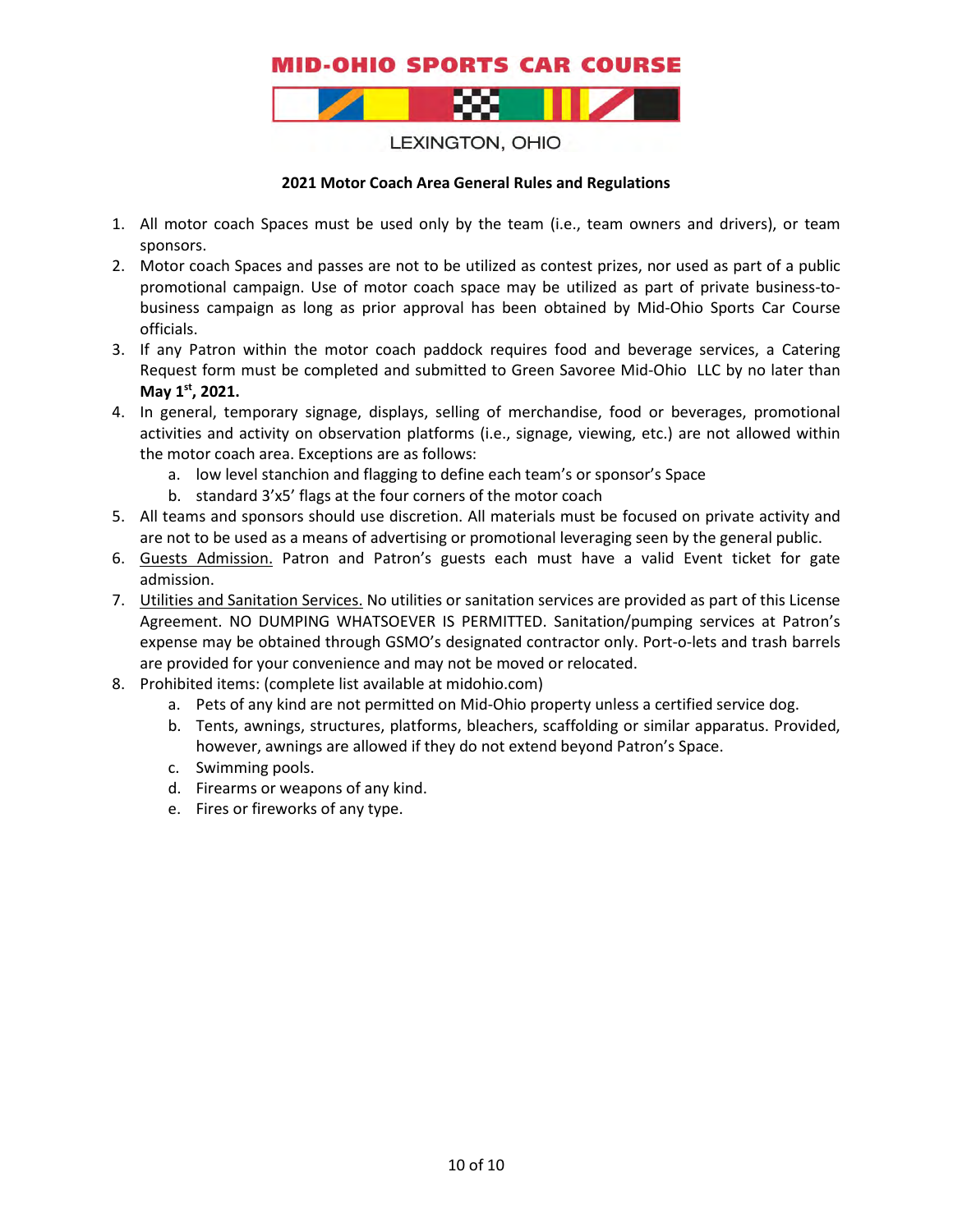# MID-OHIO SPORTS CAR COURSE

LEXINGTON, OHIO

**2021 Motor Coach Area General Rules and Regulations**

1. All motor coach Spaces must be used only by the team (i.e., team owners and drivers), or team sponsors.
2. Motor coach Spaces and passes are not to be utilized as contest prizes, nor used as part of a public promotional campaign. Use of motor coach space may be utilized as part of private business-to-business campaign as long as prior approval has been obtained by Mid-Ohio Sports Car Course officials.
3. If any Patron within the motor coach paddock requires food and beverage services, a Catering Request form must be completed and submitted to Green Savoree Mid-Ohio LLC by no later than **May 1st, 2021.**
4. In general, temporary signage, displays, selling of merchandise, food or beverages, promotional activities and activity on observation platforms (i.e., signage, viewing, etc.) are not allowed within the motor coach area. Exceptions are as follows:
   a. low level stanchion and flagging to define each team's or sponsor's Space
   b. standard 3'x5' flags at the four corners of the motor coach
5. All teams and sponsors should use discretion. All materials must be focused on private activity and are not to be used as a means of advertising or promotional leveraging seen by the general public.
6. <u>Guests Admission.</u> Patron and Patron's guests each must have a valid Event ticket for gate admission.
7. <u>Utilities and Sanitation Services.</u> No utilities or sanitation services are provided as part of this License Agreement. NO DUMPING WHATSOEVER IS PERMITTED. Sanitation/pumping services at Patron's expense may be obtained through GSMO's designated contractor only. Port-o-lets and trash barrels are provided for your convenience and may not be moved or relocated.
8. Prohibited items: (complete list available at midohio.com)
   a. Pets of any kind are not permitted on Mid-Ohio property unless a certified service dog.
   b. Tents, awnings, structures, platforms, bleachers, scaffolding or similar apparatus. Provided, however, awnings are allowed if they do not extend beyond Patron's Space.
   c. Swimming pools.
   d. Firearms or weapons of any kind.
   e. Fires or fireworks of any type.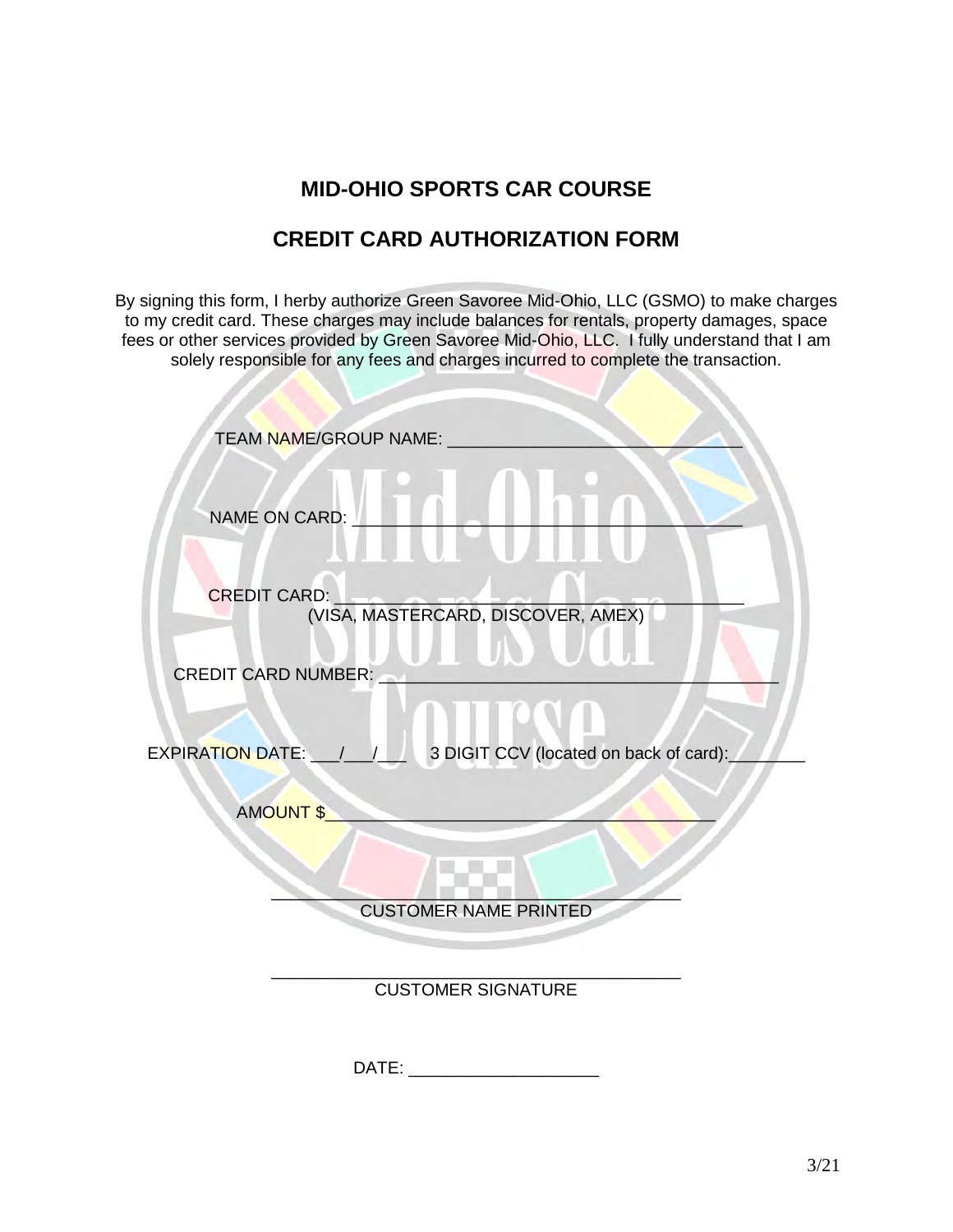## MID-OHIO SPORTS CAR COURSE

## CREDIT CARD AUTHORIZATION FORM

By signing this form, I herby authorize Green Savoree Mid-Ohio, LLC (GSMO) to make charges to my credit card. These charges may include balances for rentals, property damages, space fees or other services provided by Green Savoree Mid-Ohio, LLC. I fully understand that I am solely responsible for any fees and charges incurred to complete the transaction.

TEAM NAME/GROUP NAME: ______________________________

NAME ON CARD: ________________________________________

CREDIT CARD: __________________________________________
(VISA, MASTERCARD, DISCOVER, AMEX)

CREDIT CARD NUMBER: _________________________________________

EXPIRATION DATE: ___/___/___ 3 DIGIT CCV (located on back of card):________

AMOUNT $_________________________________________

___________________________________________
CUSTOMER NAME PRINTED

___________________________________________
CUSTOMER SIGNATURE

DATE: ____________________

3/21